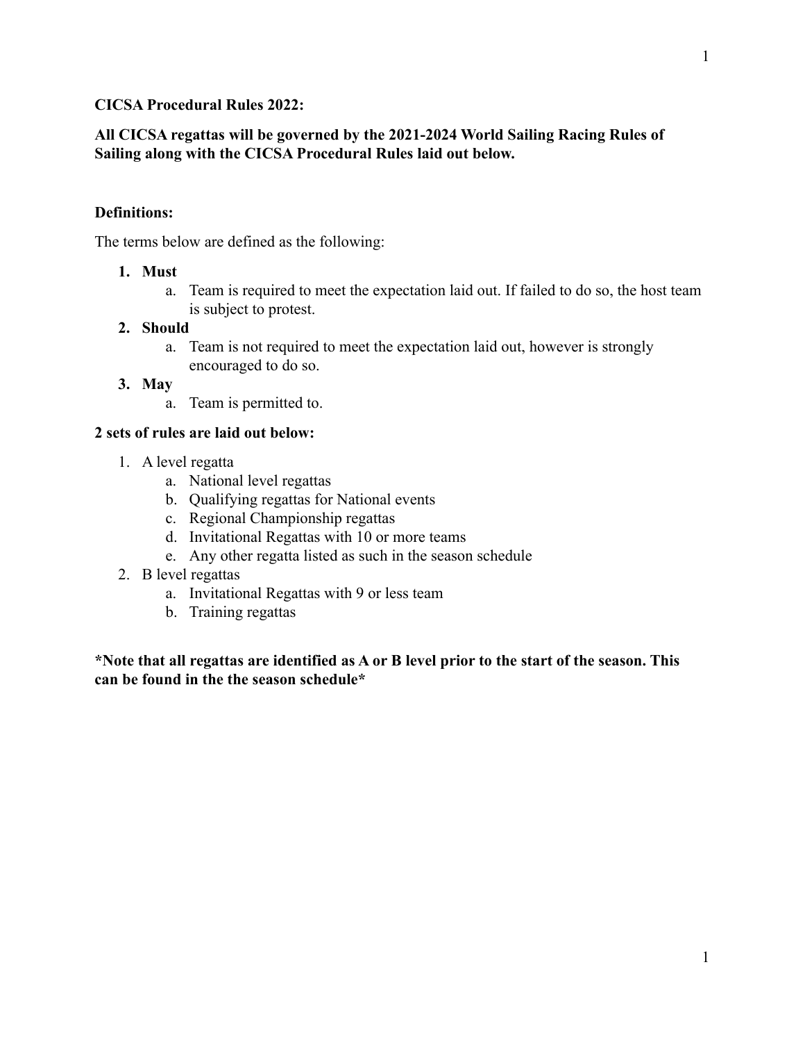**CICSA Procedural Rules 2022:**

**All CICSA regattas will be governed by the 2021-2024 World Sailing Racing Rules of Sailing along with the CICSA Procedural Rules laid out below.**

**Definitions:**

The terms below are defined as the following:

1. **Must**
   a. Team is required to meet the expectation laid out. If failed to do so, the host team is subject to protest.
2. **Should**
   a. Team is not required to meet the expectation laid out, however is strongly encouraged to do so.
3. **May**
   a. Team is permitted to.

**2 sets of rules are laid out below:**

1. A level regatta
   a. National level regattas
   b. Qualifying regattas for National events
   c. Regional Championship regattas
   d. Invitational Regattas with 10 or more teams
   e. Any other regatta listed as such in the season schedule
2. B level regattas
   a. Invitational Regattas with 9 or less team
   b. Training regattas

***Note that all regattas are identified as A or B level prior to the start of the season. This can be found in the the season schedule***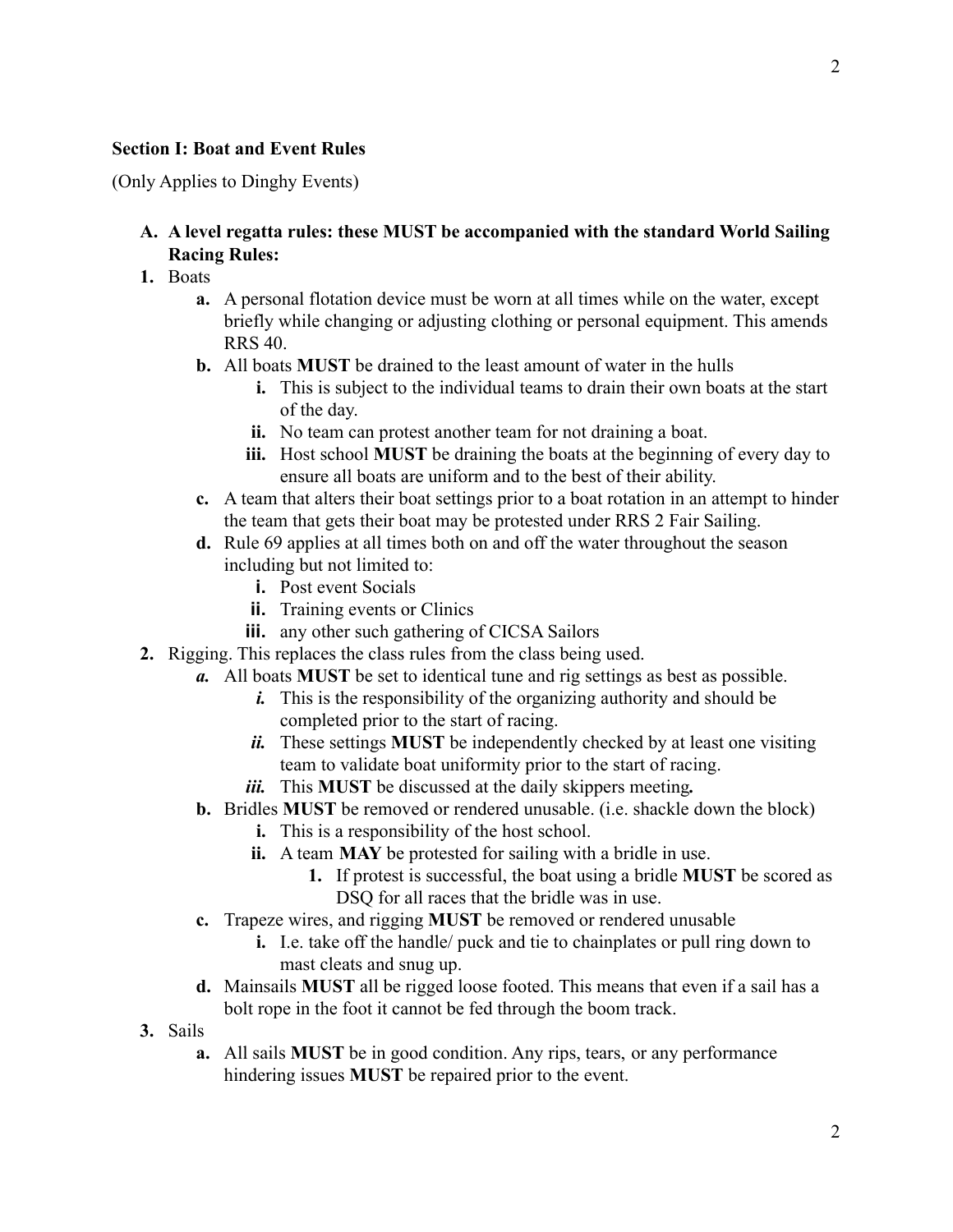**Section I: Boat and Event Rules**

(Only Applies to Dinghy Events)

**A. A level regatta rules: these MUST be accompanied with the standard World Sailing Racing Rules:**

1. Boats
   a. A personal flotation device must be worn at all times while on the water, except briefly while changing or adjusting clothing or personal equipment. This amends RRS 40.
   b. All boats **MUST** be drained to the least amount of water in the hulls
      i. This is subject to the individual teams to drain their own boats at the start of the day.
      ii. No team can protest another team for not draining a boat.
      iii. Host school **MUST** be draining the boats at the beginning of every day to ensure all boats are uniform and to the best of their ability.
   c. A team that alters their boat settings prior to a boat rotation in an attempt to hinder the team that gets their boat may be protested under RRS 2 Fair Sailing.
   d. Rule 69 applies at all times both on and off the water throughout the season including but not limited to:
      i. Post event Socials
      ii. Training events or Clinics
      iii. any other such gathering of CICSA Sailors
2. Rigging. This replaces the class rules from the class being used.
   *a.* All boats **MUST** be set to identical tune and rig settings as best as possible.
      *i.* This is the responsibility of the organizing authority and should be completed prior to the start of racing.
      *ii.* These settings **MUST** be independently checked by at least one visiting team to validate boat uniformity prior to the start of racing.
      *iii.* This **MUST** be discussed at the daily skippers meeting**.**
   b. Bridles **MUST** be removed or rendered unusable. (i.e. shackle down the block)
      i. This is a responsibility of the host school.
      ii. A team **MAY** be protested for sailing with a bridle in use.
         1. If protest is successful, the boat using a bridle **MUST** be scored as DSQ for all races that the bridle was in use.
   c. Trapeze wires, and rigging **MUST** be removed or rendered unusable
      i. I.e. take off the handle/ puck and tie to chainplates or pull ring down to mast cleats and snug up.
   d. Mainsails **MUST** all be rigged loose footed. This means that even if a sail has a bolt rope in the foot it cannot be fed through the boom track.
3. Sails
   a. All sails **MUST** be in good condition. Any rips, tears, or any performance hindering issues **MUST** be repaired prior to the event.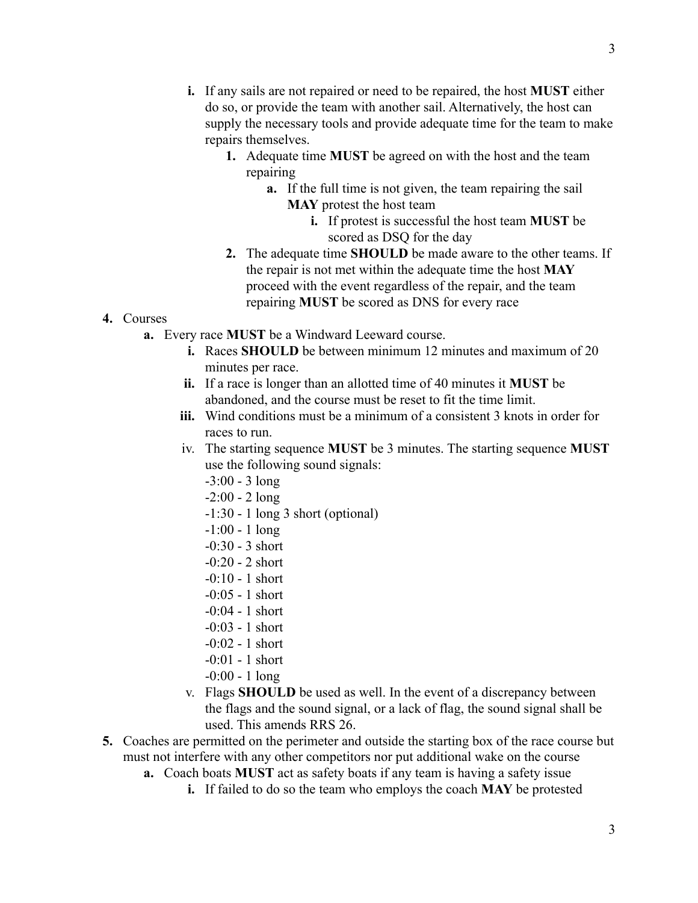i. If any sails are not repaired or need to be repaired, the host **MUST** either do so, or provide the team with another sail. Alternatively, the host can supply the necessary tools and provide adequate time for the team to make repairs themselves.
    1. Adequate time **MUST** be agreed on with the host and the team repairing
        a. If the full time is not given, the team repairing the sail **MAY** protest the host team
            i. If protest is successful the host team **MUST** be scored as DSQ for the day
    2. The adequate time **SHOULD** be made aware to the other teams. If the repair is not met within the adequate time the host **MAY** proceed with the event regardless of the repair, and the team repairing **MUST** be scored as DNS for every race

4. Courses
    a. Every race **MUST** be a Windward Leeward course.
        i. Races **SHOULD** be between minimum 12 minutes and maximum of 20 minutes per race.
        ii. If a race is longer than an allotted time of 40 minutes it **MUST** be abandoned, and the course must be reset to fit the time limit.
        iii. Wind conditions must be a minimum of a consistent 3 knots in order for races to run.
        iv. The starting sequence **MUST** be 3 minutes. The starting sequence **MUST** use the following sound signals:
            -3:00 - 3 long
            -2:00 - 2 long
            -1:30 - 1 long 3 short (optional)
            -1:00 - 1 long
            -0:30 - 3 short
            -0:20 - 2 short
            -0:10 - 1 short
            -0:05 - 1 short
            -0:04 - 1 short
            -0:03 - 1 short
            -0:02 - 1 short
            -0:01 - 1 short
            -0:00 - 1 long
        v. Flags **SHOULD** be used as well. In the event of a discrepancy between the flags and the sound signal, or a lack of flag, the sound signal shall be used. This amends RRS 26.

5. Coaches are permitted on the perimeter and outside the starting box of the race course but must not interfere with any other competitors nor put additional wake on the course
    a. Coach boats **MUST** act as safety boats if any team is having a safety issue
        i. If failed to do so the team who employs the coach **MAY** be protested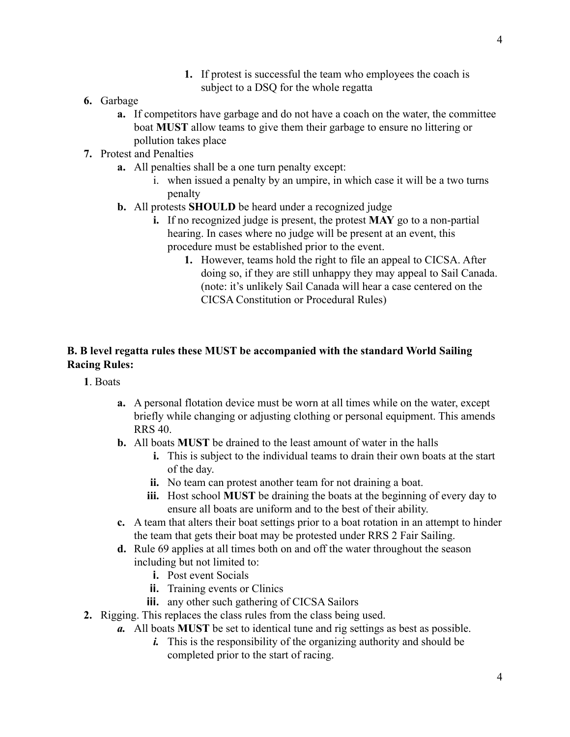1. If protest is successful the team who employees the coach is subject to a DSQ for the whole regatta

6. Garbage
   a. If competitors have garbage and do not have a coach on the water, the committee boat **MUST** allow teams to give them their garbage to ensure no littering or pollution takes place
7. Protest and Penalties
   a. All penalties shall be a one turn penalty except:
      i. when issued a penalty by an umpire, in which case it will be a two turns penalty
   b. All protests **SHOULD** be heard under a recognized judge
      i. If no recognized judge is present, the protest **MAY** go to a non-partial hearing. In cases where no judge will be present at an event, this procedure must be established prior to the event.
         1. However, teams hold the right to file an appeal to CICSA. After doing so, if they are still unhappy they may appeal to Sail Canada. (note: it's unlikely Sail Canada will hear a case centered on the CICSA Constitution or Procedural Rules)

**B. B level regatta rules these MUST be accompanied with the standard World Sailing Racing Rules:**

1. Boats
   a. A personal flotation device must be worn at all times while on the water, except briefly while changing or adjusting clothing or personal equipment. This amends RRS 40.
   b. All boats **MUST** be drained to the least amount of water in the halls
      i. This is subject to the individual teams to drain their own boats at the start of the day.
      ii. No team can protest another team for not draining a boat.
      iii. Host school **MUST** be draining the boats at the beginning of every day to ensure all boats are uniform and to the best of their ability.
   c. A team that alters their boat settings prior to a boat rotation in an attempt to hinder the team that gets their boat may be protested under RRS 2 Fair Sailing.
   d. Rule 69 applies at all times both on and off the water throughout the season including but not limited to:
      i. Post event Socials
      ii. Training events or Clinics
      iii. any other such gathering of CICSA Sailors
2. Rigging. This replaces the class rules from the class being used.
   ***a.*** All boats **MUST** be set to identical tune and rig settings as best as possible.
      ***i.*** This is the responsibility of the organizing authority and should be completed prior to the start of racing.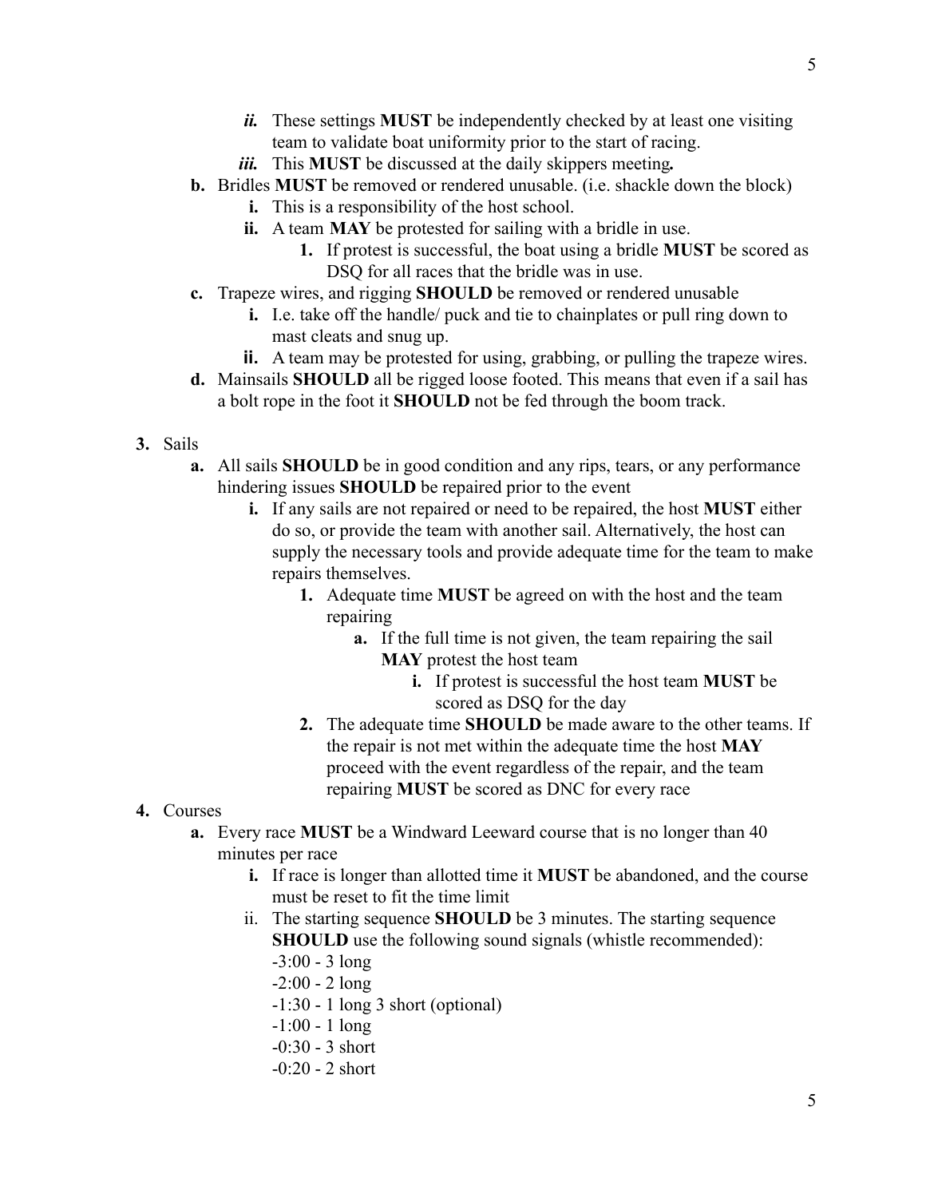- ***ii.*** These settings **MUST** be independently checked by at least one visiting team to validate boat uniformity prior to the start of racing.
   - ***iii.*** This **MUST** be discussed at the daily skippers meeting***.***

b. Bridles **MUST** be removed or rendered unusable. (i.e. shackle down the block)
   - **i.** This is a responsibility of the host school.
   - **ii.** A team **MAY** be protested for sailing with a bridle in use.
     1. If protest is successful, the boat using a bridle **MUST** be scored as DSQ for all races that the bridle was in use.

c. Trapeze wires, and rigging **SHOULD** be removed or rendered unusable
   - **i.** I.e. take off the handle/ puck and tie to chainplates or pull ring down to mast cleats and snug up.
   - **ii.** A team may be protested for using, grabbing, or pulling the trapeze wires.

d. Mainsails **SHOULD** all be rigged loose footed. This means that even if a sail has a bolt rope in the foot it **SHOULD** not be fed through the boom track.

3. Sails
   - **a.** All sails **SHOULD** be in good condition and any rips, tears, or any performance hindering issues **SHOULD** be repaired prior to the event
     - **i.** If any sails are not repaired or need to be repaired, the host **MUST** either do so, or provide the team with another sail. Alternatively, the host can supply the necessary tools and provide adequate time for the team to make repairs themselves.
       1. Adequate time **MUST** be agreed on with the host and the team repairing
          - **a.** If the full time is not given, the team repairing the sail **MAY** protest the host team
            - **i.** If protest is successful the host team **MUST** be scored as DSQ for the day
       2. The adequate time **SHOULD** be made aware to the other teams. If the repair is not met within the adequate time the host **MAY** proceed with the event regardless of the repair, and the team repairing **MUST** be scored as DNC for every race

4. Courses
   - **a.** Every race **MUST** be a Windward Leeward course that is no longer than 40 minutes per race
     - **i.** If race is longer than allotted time it **MUST** be abandoned, and the course must be reset to fit the time limit
     - ii. The starting sequence **SHOULD** be 3 minutes. The starting sequence **SHOULD** use the following sound signals (whistle recommended):

       -3:00 - 3 long  
       -2:00 - 2 long  
       -1:30 - 1 long 3 short (optional)  
       -1:00 - 1 long  
       -0:30 - 3 short  
       -0:20 - 2 short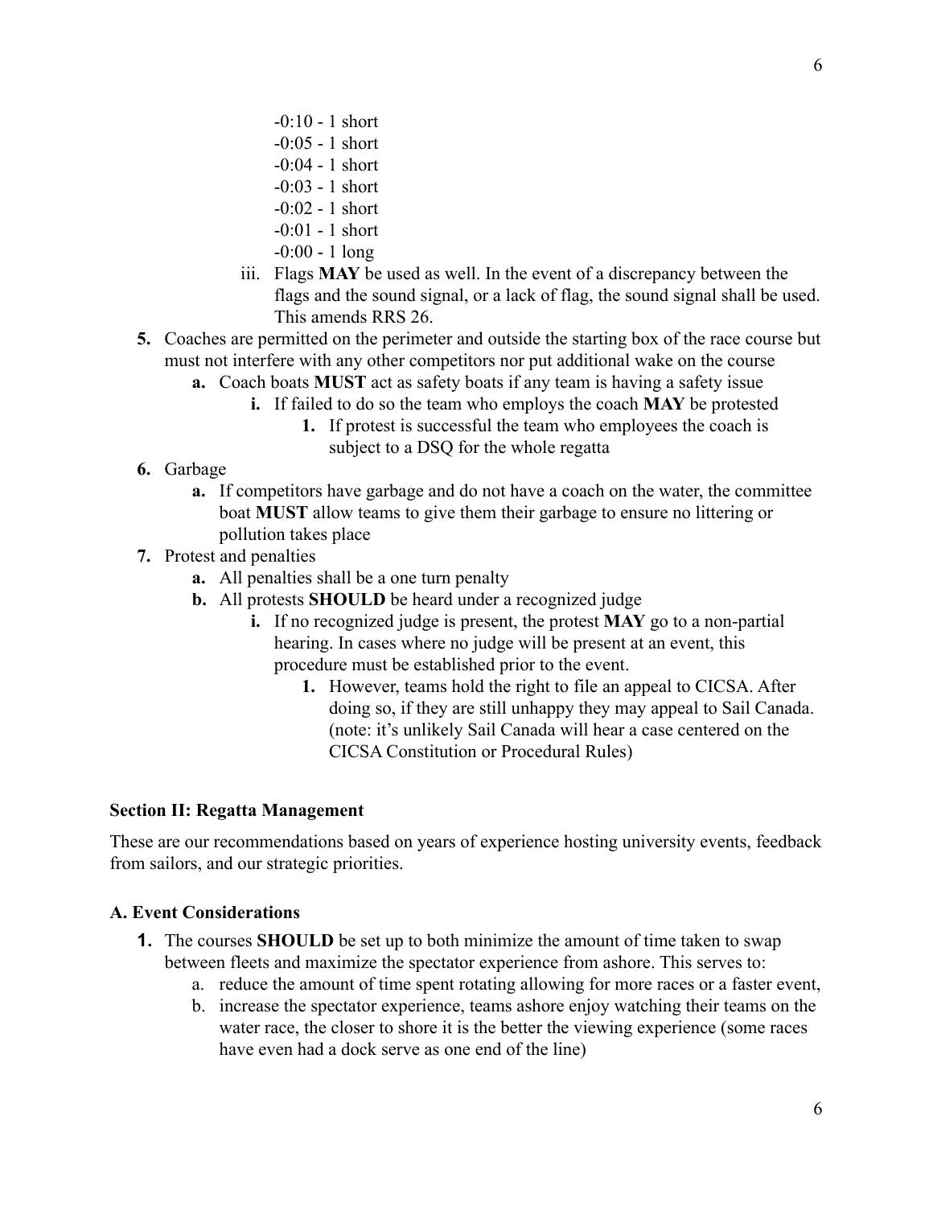-0:10 - 1 short
-0:05 - 1 short
-0:04 - 1 short
-0:03 - 1 short
-0:02 - 1 short
-0:01 - 1 short
-0:00 - 1 long

iii. Flags **MAY** be used as well. In the event of a discrepancy between the flags and the sound signal, or a lack of flag, the sound signal shall be used. This amends RRS 26.

**5.** Coaches are permitted on the perimeter and outside the starting box of the race course but must not interfere with any other competitors nor put additional wake on the course
   - **a.** Coach boats **MUST** act as safety boats if any team is having a safety issue
      - **i.** If failed to do so the team who employs the coach **MAY** be protested
         - **1.** If protest is successful the team who employees the coach is subject to a DSQ for the whole regatta

**6.** Garbage
   - **a.** If competitors have garbage and do not have a coach on the water, the committee boat **MUST** allow teams to give them their garbage to ensure no littering or pollution takes place

**7.** Protest and penalties
   - **a.** All penalties shall be a one turn penalty
   - **b.** All protests **SHOULD** be heard under a recognized judge
      - **i.** If no recognized judge is present, the protest **MAY** go to a non-partial hearing. In cases where no judge will be present at an event, this procedure must be established prior to the event.
         - **1.** However, teams hold the right to file an appeal to CICSA. After doing so, if they are still unhappy they may appeal to Sail Canada. (note: it's unlikely Sail Canada will hear a case centered on the CICSA Constitution or Procedural Rules)

### Section II: Regatta Management

These are our recommendations based on years of experience hosting university events, feedback from sailors, and our strategic priorities.

#### A. Event Considerations

1. The courses **SHOULD** be set up to both minimize the amount of time taken to swap between fleets and maximize the spectator experience from ashore. This serves to:
   - a. reduce the amount of time spent rotating allowing for more races or a faster event,
   - b. increase the spectator experience, teams ashore enjoy watching their teams on the water race, the closer to shore it is the better the viewing experience (some races have even had a dock serve as one end of the line)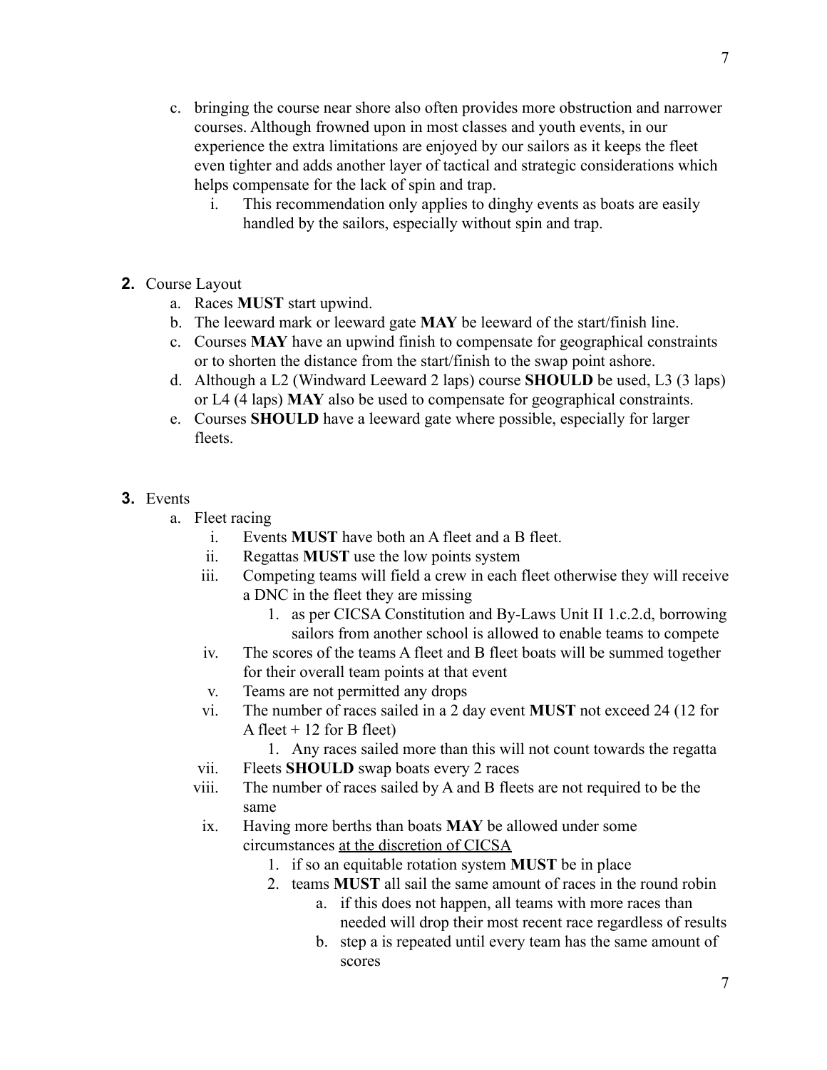c. bringing the course near shore also often provides more obstruction and narrower courses. Although frowned upon in most classes and youth events, in our experience the extra limitations are enjoyed by our sailors as it keeps the fleet even tighter and adds another layer of tactical and strategic considerations which helps compensate for the lack of spin and trap.
    i. This recommendation only applies to dinghy events as boats are easily handled by the sailors, especially without spin and trap.

**2.** Course Layout
   a. Races **MUST** start upwind.
   b. The leeward mark or leeward gate **MAY** be leeward of the start/finish line.
   c. Courses **MAY** have an upwind finish to compensate for geographical constraints or to shorten the distance from the start/finish to the swap point ashore.
   d. Although a L2 (Windward Leeward 2 laps) course **SHOULD** be used, L3 (3 laps) or L4 (4 laps) **MAY** also be used to compensate for geographical constraints.
   e. Courses **SHOULD** have a leeward gate where possible, especially for larger fleets.

**3.** Events
   a. Fleet racing
      i. Events **MUST** have both an A fleet and a B fleet.
      ii. Regattas **MUST** use the low points system
      iii. Competing teams will field a crew in each fleet otherwise they will receive a DNC in the fleet they are missing
         1. as per CICSA Constitution and By-Laws Unit II 1.c.2.d, borrowing sailors from another school is allowed to enable teams to compete
      iv. The scores of the teams A fleet and B fleet boats will be summed together for their overall team points at that event
      v. Teams are not permitted any drops
      vi. The number of races sailed in a 2 day event **MUST** not exceed 24 (12 for A fleet + 12 for B fleet)
         1. Any races sailed more than this will not count towards the regatta
      vii. Fleets **SHOULD** swap boats every 2 races
      viii. The number of races sailed by A and B fleets are not required to be the same
      ix. Having more berths than boats **MAY** be allowed under some circumstances <u>at the discretion of CICSA</u>
         1. if so an equitable rotation system **MUST** be in place
         2. teams **MUST** all sail the same amount of races in the round robin
            a. if this does not happen, all teams with more races than needed will drop their most recent race regardless of results
            b. step a is repeated until every team has the same amount of scores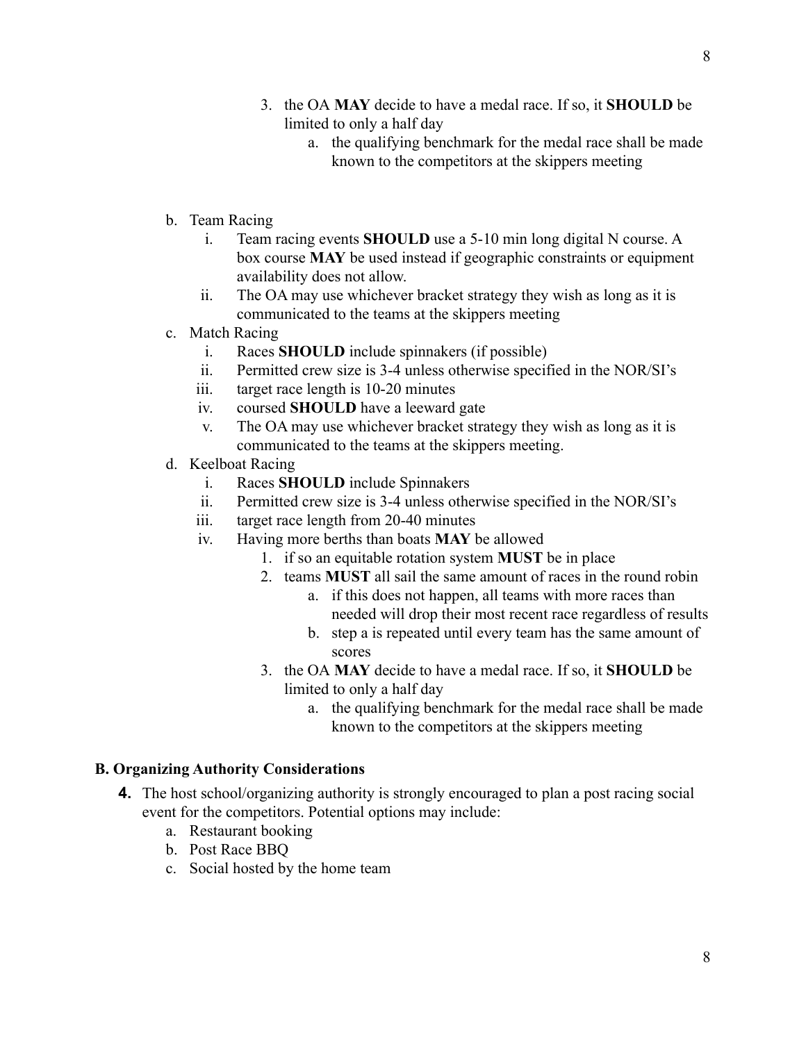3. the OA **MAY** decide to have a medal race. If so, it **SHOULD** be limited to only a half day
    a. the qualifying benchmark for the medal race shall be made known to the competitors at the skippers meeting

b. Team Racing
    i. Team racing events **SHOULD** use a 5-10 min long digital N course. A box course **MAY** be used instead if geographic constraints or equipment availability does not allow.
    ii. The OA may use whichever bracket strategy they wish as long as it is communicated to the teams at the skippers meeting

c. Match Racing
    i. Races **SHOULD** include spinnakers (if possible)
    ii. Permitted crew size is 3-4 unless otherwise specified in the NOR/SI's
    iii. target race length is 10-20 minutes
    iv. coursed **SHOULD** have a leeward gate
    v. The OA may use whichever bracket strategy they wish as long as it is communicated to the teams at the skippers meeting.

d. Keelboat Racing
    i. Races **SHOULD** include Spinnakers
    ii. Permitted crew size is 3-4 unless otherwise specified in the NOR/SI's
    iii. target race length from 20-40 minutes
    iv. Having more berths than boats **MAY** be allowed
        1. if so an equitable rotation system **MUST** be in place
        2. teams **MUST** all sail the same amount of races in the round robin
            a. if this does not happen, all teams with more races than needed will drop their most recent race regardless of results
            b. step a is repeated until every team has the same amount of scores
        3. the OA **MAY** decide to have a medal race. If so, it **SHOULD** be limited to only a half day
            a. the qualifying benchmark for the medal race shall be made known to the competitors at the skippers meeting

## B. Organizing Authority Considerations

4. The host school/organizing authority is strongly encouraged to plan a post racing social event for the competitors. Potential options may include:
    a. Restaurant booking
    b. Post Race BBQ
    c. Social hosted by the home team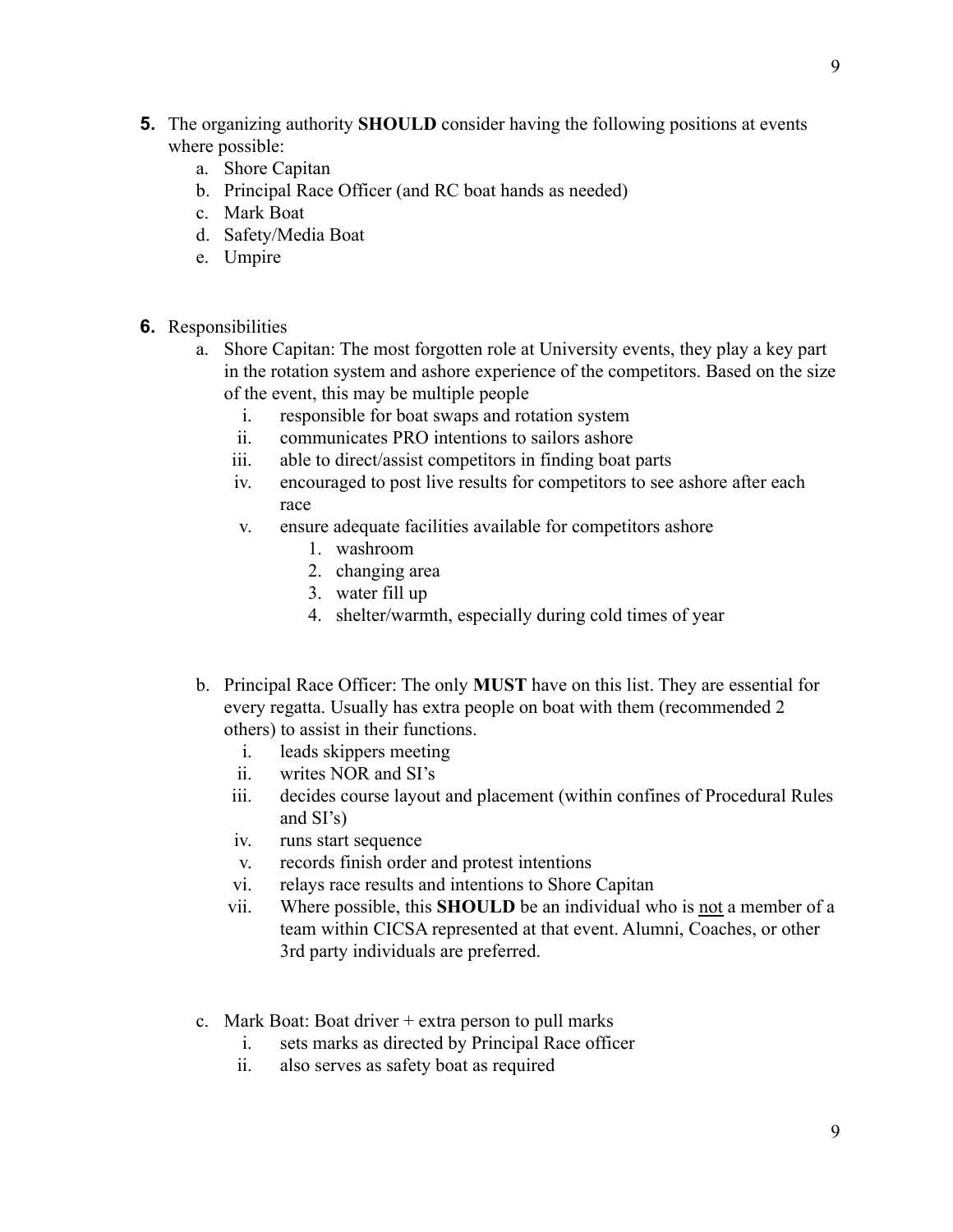5. The organizing authority **SHOULD** consider having the following positions at events where possible:
   a. Shore Capitan
   b. Principal Race Officer (and RC boat hands as needed)
   c. Mark Boat
   d. Safety/Media Boat
   e. Umpire

6. Responsibilities
   a. Shore Capitan: The most forgotten role at University events, they play a key part in the rotation system and ashore experience of the competitors. Based on the size of the event, this may be multiple people
      i. responsible for boat swaps and rotation system
      ii. communicates PRO intentions to sailors ashore
      iii. able to direct/assist competitors in finding boat parts
      iv. encouraged to post live results for competitors to see ashore after each race
      v. ensure adequate facilities available for competitors ashore
         1. washroom
         2. changing area
         3. water fill up
         4. shelter/warmth, especially during cold times of year

   b. Principal Race Officer: The only **MUST** have on this list. They are essential for every regatta. Usually has extra people on boat with them (recommended 2 others) to assist in their functions.
      i. leads skippers meeting
      ii. writes NOR and SI's
      iii. decides course layout and placement (within confines of Procedural Rules and SI's)
      iv. runs start sequence
      v. records finish order and protest intentions
      vi. relays race results and intentions to Shore Capitan
      vii. Where possible, this **SHOULD** be an individual who is <u>not</u> a member of a team within CICSA represented at that event. Alumni, Coaches, or other 3rd party individuals are preferred.

   c. Mark Boat: Boat driver + extra person to pull marks
      i. sets marks as directed by Principal Race officer
      ii. also serves as safety boat as required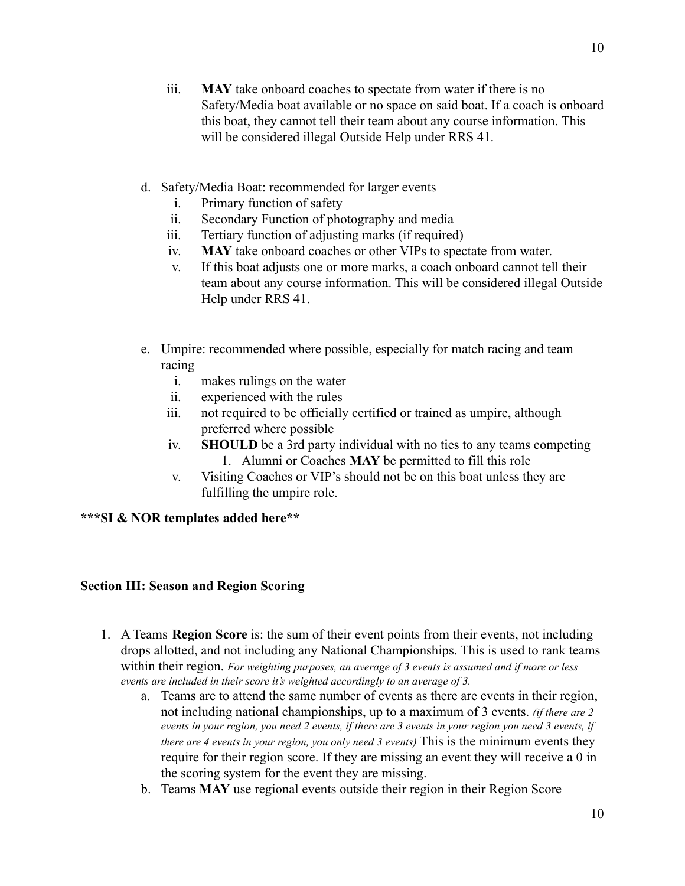iii. **MAY** take onboard coaches to spectate from water if there is no Safety/Media boat available or no space on said boat. If a coach is onboard this boat, they cannot tell their team about any course information. This will be considered illegal Outside Help under RRS 41.

d. Safety/Media Boat: recommended for larger events
   i. Primary function of safety
   ii. Secondary Function of photography and media
   iii. Tertiary function of adjusting marks (if required)
   iv. **MAY** take onboard coaches or other VIPs to spectate from water.
   v. If this boat adjusts one or more marks, a coach onboard cannot tell their team about any course information. This will be considered illegal Outside Help under RRS 41.

e. Umpire: recommended where possible, especially for match racing and team racing
   i. makes rulings on the water
   ii. experienced with the rules
   iii. not required to be officially certified or trained as umpire, although preferred where possible
   iv. **SHOULD** be a 3rd party individual with no ties to any teams competing
      1. Alumni or Coaches **MAY** be permitted to fill this role
   v. Visiting Coaches or VIP's should not be on this boat unless they are fulfilling the umpire role.

**\*\*\*SI & NOR templates added here\*\***

**Section III: Season and Region Scoring**

1. A Teams **Region Score** is: the sum of their event points from their events, not including drops allotted, and not including any National Championships. This is used to rank teams within their region. *For weighting purposes, an average of 3 events is assumed and if more or less events are included in their score it's weighted accordingly to an average of 3.*
   a. Teams are to attend the same number of events as there are events in their region, not including national championships, up to a maximum of 3 events. *(if there are 2 events in your region, you need 2 events, if there are 3 events in your region you need 3 events, if there are 4 events in your region, you only need 3 events)* This is the minimum events they require for their region score. If they are missing an event they will receive a 0 in the scoring system for the event they are missing.
   b. Teams **MAY** use regional events outside their region in their Region Score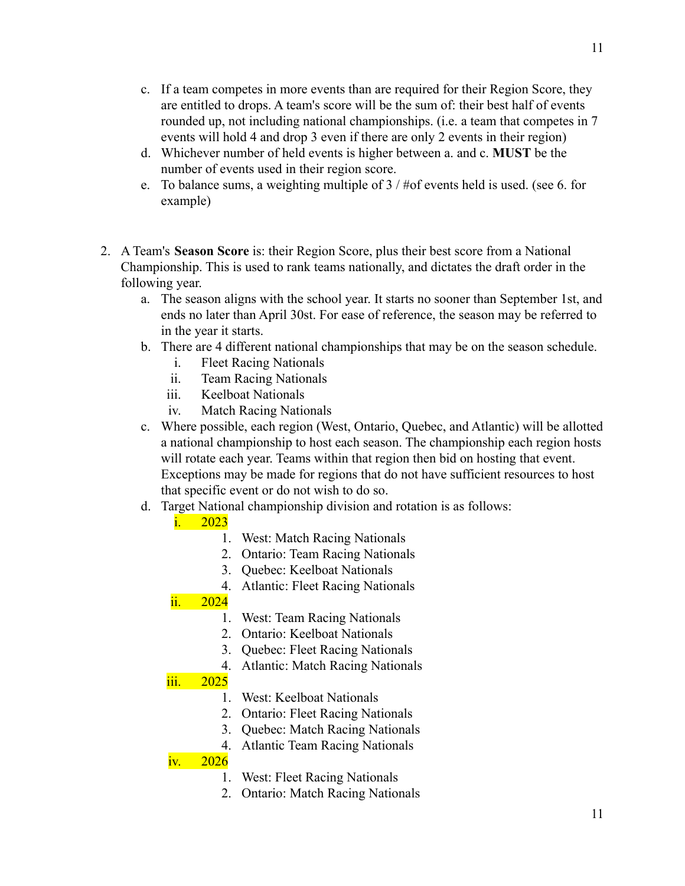c. If a team competes in more events than are required for their Region Score, they are entitled to drops. A team's score will be the sum of: their best half of events rounded up, not including national championships. (i.e. a team that competes in 7 events will hold 4 and drop 3 even if there are only 2 events in their region)

d. Whichever number of held events is higher between a. and c. **MUST** be the number of events used in their region score.

e. To balance sums, a weighting multiple of 3 / #of events held is used. (see 6. for example)

2. A Team's **Season Score** is: their Region Score, plus their best score from a National Championship. This is used to rank teams nationally, and dictates the draft order in the following year.
    a. The season aligns with the school year. It starts no sooner than September 1st, and ends no later than April 30st. For ease of reference, the season may be referred to in the year it starts.
    b. There are 4 different national championships that may be on the season schedule.
        i. Fleet Racing Nationals
        ii. Team Racing Nationals
        iii. Keelboat Nationals
        iv. Match Racing Nationals
    c. Where possible, each region (West, Ontario, Quebec, and Atlantic) will be allotted a national championship to host each season. The championship each region hosts will rotate each year. Teams within that region then bid on hosting that event. Exceptions may be made for regions that do not have sufficient resources to host that specific event or do not wish to do so.
    d. Target National championship division and rotation is as follows:
        i. 2023
            1. West: Match Racing Nationals
            2. Ontario: Team Racing Nationals
            3. Quebec: Keelboat Nationals
            4. Atlantic: Fleet Racing Nationals
        ii. 2024
            1. West: Team Racing Nationals
            2. Ontario: Keelboat Nationals
            3. Quebec: Fleet Racing Nationals
            4. Atlantic: Match Racing Nationals
        iii. 2025
            1. West: Keelboat Nationals
            2. Ontario: Fleet Racing Nationals
            3. Quebec: Match Racing Nationals
            4. Atlantic Team Racing Nationals
        iv. 2026
            1. West: Fleet Racing Nationals
            2. Ontario: Match Racing Nationals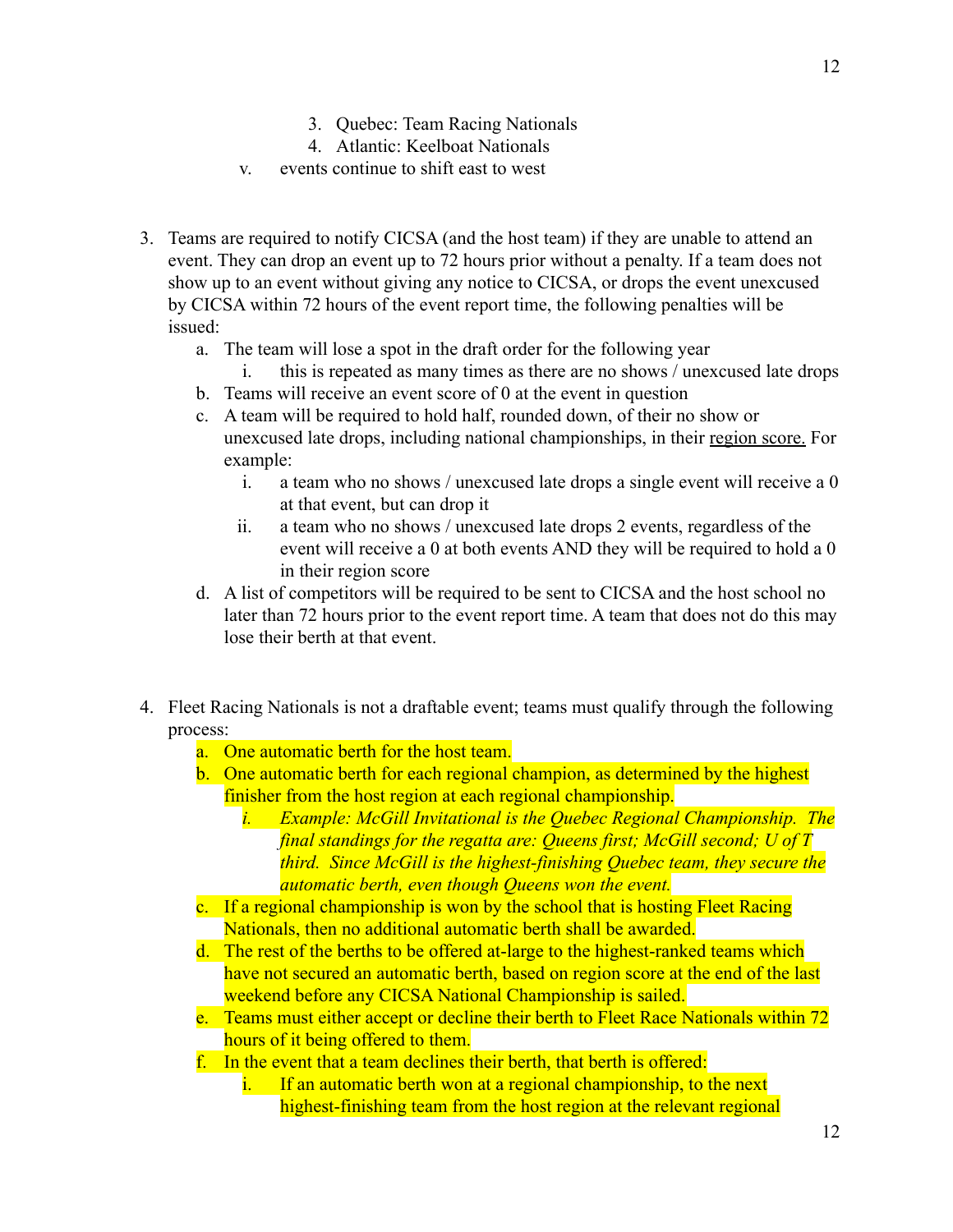3. Quebec: Team Racing Nationals
4. Atlantic: Keelboat Nationals

v. events continue to shift east to west

3. Teams are required to notify CICSA (and the host team) if they are unable to attend an event. They can drop an event up to 72 hours prior without a penalty. If a team does not show up to an event without giving any notice to CICSA, or drops the event unexcused by CICSA within 72 hours of the event report time, the following penalties will be issued:
   a. The team will lose a spot in the draft order for the following year
      i. this is repeated as many times as there are no shows / unexcused late drops
   b. Teams will receive an event score of 0 at the event in question
   c. A team will be required to hold half, rounded down, of their no show or unexcused late drops, including national championships, in their region score. For example:
      i. a team who no shows / unexcused late drops a single event will receive a 0 at that event, but can drop it
      ii. a team who no shows / unexcused late drops 2 events, regardless of the event will receive a 0 at both events AND they will be required to hold a 0 in their region score
   d. A list of competitors will be required to be sent to CICSA and the host school no later than 72 hours prior to the event report time. A team that does not do this may lose their berth at that event.

4. Fleet Racing Nationals is not a draftable event; teams must qualify through the following process:
   a. One automatic berth for the host team.
   b. One automatic berth for each regional champion, as determined by the highest finisher from the host region at each regional championship.
      i. *Example: McGill Invitational is the Quebec Regional Championship. The final standings for the regatta are: Queens first; McGill second; U of T third. Since McGill is the highest-finishing Quebec team, they secure the automatic berth, even though Queens won the event.*
   c. If a regional championship is won by the school that is hosting Fleet Racing Nationals, then no additional automatic berth shall be awarded.
   d. The rest of the berths to be offered at-large to the highest-ranked teams which have not secured an automatic berth, based on region score at the end of the last weekend before any CICSA National Championship is sailed.
   e. Teams must either accept or decline their berth to Fleet Race Nationals within 72 hours of it being offered to them.
   f. In the event that a team declines their berth, that berth is offered:
      i. If an automatic berth won at a regional championship, to the next highest-finishing team from the host region at the relevant regional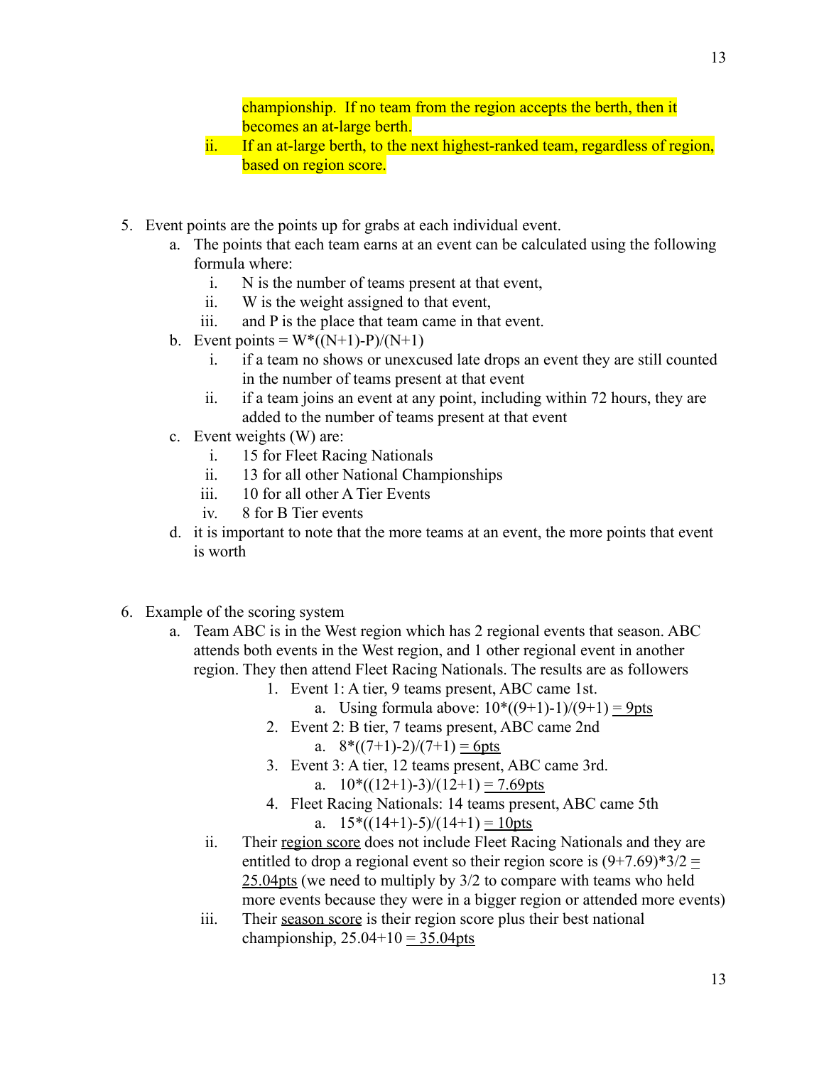championship. If no team from the region accepts the berth, then it becomes an at-large berth.

ii. If an at-large berth, to the next highest-ranked team, regardless of region, based on region score.

5. Event points are the points up for grabs at each individual event.
   a. The points that each team earns at an event can be calculated using the following formula where:
      i. N is the number of teams present at that event,
      ii. W is the weight assigned to that event,
      iii. and P is the place that team came in that event.
   b. Event points = $W*((N+1)-P)/(N+1)$
      i. if a team no shows or unexcused late drops an event they are still counted in the number of teams present at that event
      ii. if a team joins an event at any point, including within 72 hours, they are added to the number of teams present at that event
   c. Event weights (W) are:
      i. 15 for Fleet Racing Nationals
      ii. 13 for all other National Championships
      iii. 10 for all other A Tier Events
      iv. 8 for B Tier events
   d. it is important to note that the more teams at an event, the more points that event is worth

6. Example of the scoring system
   a. Team ABC is in the West region which has 2 regional events that season. ABC attends both events in the West region, and 1 other regional event in another region. They then attend Fleet Racing Nationals. The results are as followers
      1. Event 1: A tier, 9 teams present, ABC came 1st.
         a. Using formula above: $10*((9+1)-1)/(9+1)$ = 9pts
      2. Event 2: B tier, 7 teams present, ABC came 2nd
         a. $8*((7+1)-2)/(7+1)$ = 6pts
      3. Event 3: A tier, 12 teams present, ABC came 3rd.
         a. $10*((12+1)-3)/(12+1)$ = 7.69pts
      4. Fleet Racing Nationals: 14 teams present, ABC came 5th
         a. $15*((14+1)-5)/(14+1)$ = 10pts

   ii. Their region score does not include Fleet Racing Nationals and they are entitled to drop a regional event so their region score is $(9+7.69)*3/2$ = 25.04pts (we need to multiply by 3/2 to compare with teams who held more events because they were in a bigger region or attended more events)

   iii. Their season score is their region score plus their best national championship, $25.04+10$ = 35.04pts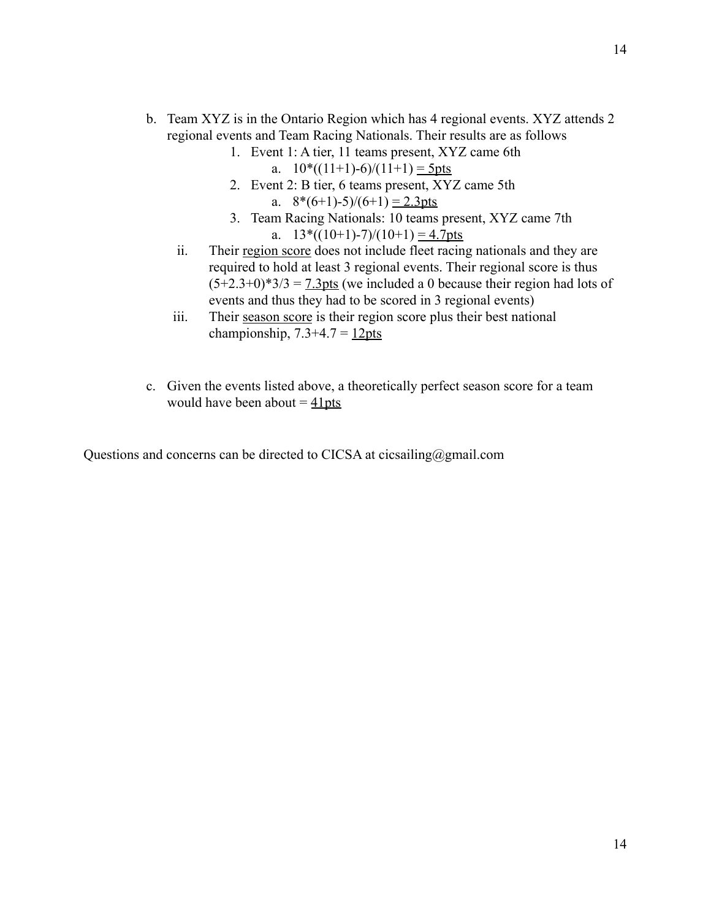b. Team XYZ is in the Ontario Region which has 4 regional events. XYZ attends 2 regional events and Team Racing Nationals. Their results are as follows

   1. Event 1: A tier, 11 teams present, XYZ came 6th
      a. $10*((11+1)-6)/(11+1)$ = <u>5pts</u>
   2. Event 2: B tier, 6 teams present, XYZ came 5th
      a. $8*(6+1)-5)/(6+1)$ = <u>2.3pts</u>
   3. Team Racing Nationals: 10 teams present, XYZ came 7th
      a. $13*((10+1)-7)/(10+1)$ = <u>4.7pts</u>

   ii. Their <u>region score</u> does not include fleet racing nationals and they are required to hold at least 3 regional events. Their regional score is thus $(5+2.3+0)*3/3$ = <u>7.3pts</u> (we included a 0 because their region had lots of events and thus they had to be scored in 3 regional events)

   iii. Their <u>season score</u> is their region score plus their best national championship, $7.3+4.7$ = <u>12pts</u>

c. Given the events listed above, a theoretically perfect season score for a team would have been about = <u>41pts</u>

Questions and concerns can be directed to CICSA at cicsailing@gmail.com